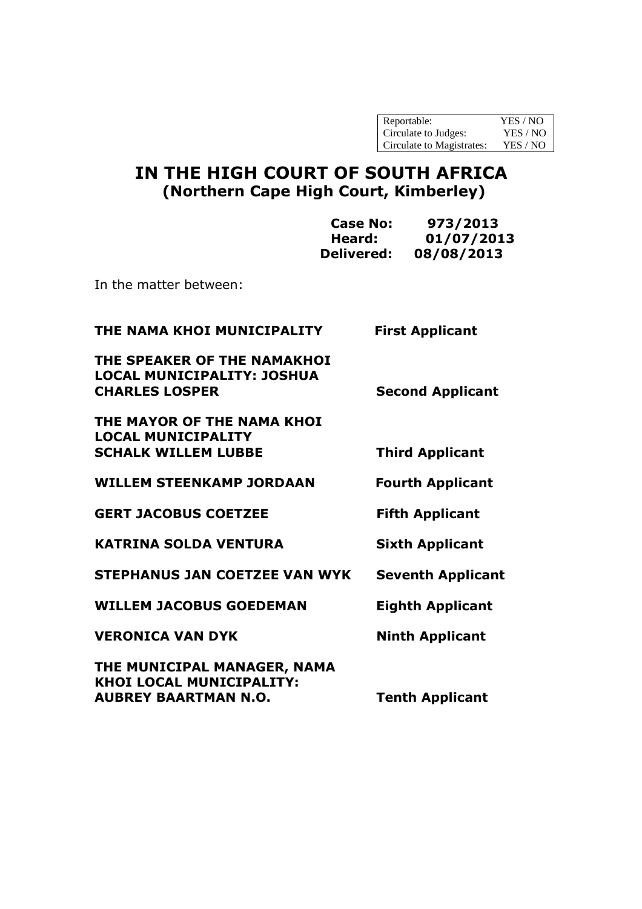| Reportable: | YES / NO |
|---|---|
| Circulate to Judges: | YES / NO |
| Circulate to Magistrates: | YES / NO |

# IN THE HIGH COURT OF SOUTH AFRICA
## (Northern Cape High Court, Kimberley)

**Case No: 973/2013**
**Heard: 01/07/2013**
**Delivered: 08/08/2013**

In the matter between:

| | |
|---|---|
| **THE NAMA KHOI MUNICIPALITY** | **First Applicant** |
| **THE SPEAKER OF THE NAMAKHOI LOCAL MUNICIPALITY: JOSHUA CHARLES LOSPER** | **Second Applicant** |
| **THE MAYOR OF THE NAMA KHOI LOCAL MUNICIPALITY SCHALK WILLEM LUBBE** | **Third Applicant** |
| **WILLEM STEENKAMP JORDAAN** | **Fourth Applicant** |
| **GERT JACOBUS COETZEE** | **Fifth Applicant** |
| **KATRINA SOLDA VENTURA** | **Sixth Applicant** |
| **STEPHANUS JAN COETZEE VAN WYK** | **Seventh Applicant** |
| **WILLEM JACOBUS GOEDEMAN** | **Eighth Applicant** |
| **VERONICA VAN DYK** | **Ninth Applicant** |
| **THE MUNICIPAL MANAGER, NAMA KHOI LOCAL MUNICIPALITY: AUBREY BAARTMAN N.O.** | **Tenth Applicant** |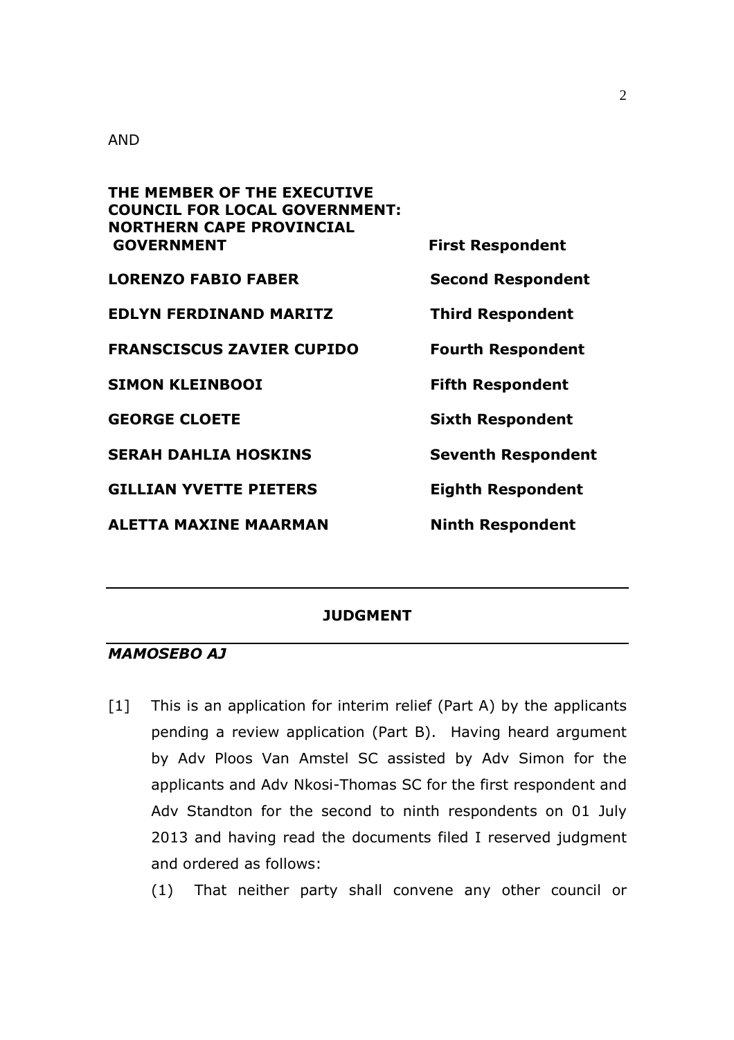AND

| | |
|---|---|
| **THE MEMBER OF THE EXECUTIVE COUNCIL FOR LOCAL GOVERNMENT: NORTHERN CAPE PROVINCIAL GOVERNMENT** | **First Respondent** |
| **LORENZO FABIO FABER** | **Second Respondent** |
| **EDLYN FERDINAND MARITZ** | **Third Respondent** |
| **FRANSCISCUS ZAVIER CUPIDO** | **Fourth Respondent** |
| **SIMON KLEINBOOI** | **Fifth Respondent** |
| **GEORGE CLOETE** | **Sixth Respondent** |
| **SERAH DAHLIA HOSKINS** | **Seventh Respondent** |
| **GILLIAN YVETTE PIETERS** | **Eighth Respondent** |
| **ALETTA MAXINE MAARMAN** | **Ninth Respondent** |

---

**JUDGMENT**

---

***MAMOSEBO AJ***

[1] This is an application for interim relief (Part A) by the applicants pending a review application (Part B). Having heard argument by Adv Ploos Van Amstel SC assisted by Adv Simon for the applicants and Adv Nkosi-Thomas SC for the first respondent and Adv Standton for the second to ninth respondents on 01 July 2013 and having read the documents filed I reserved judgment and ordered as follows:

(1) That neither party shall convene any other council or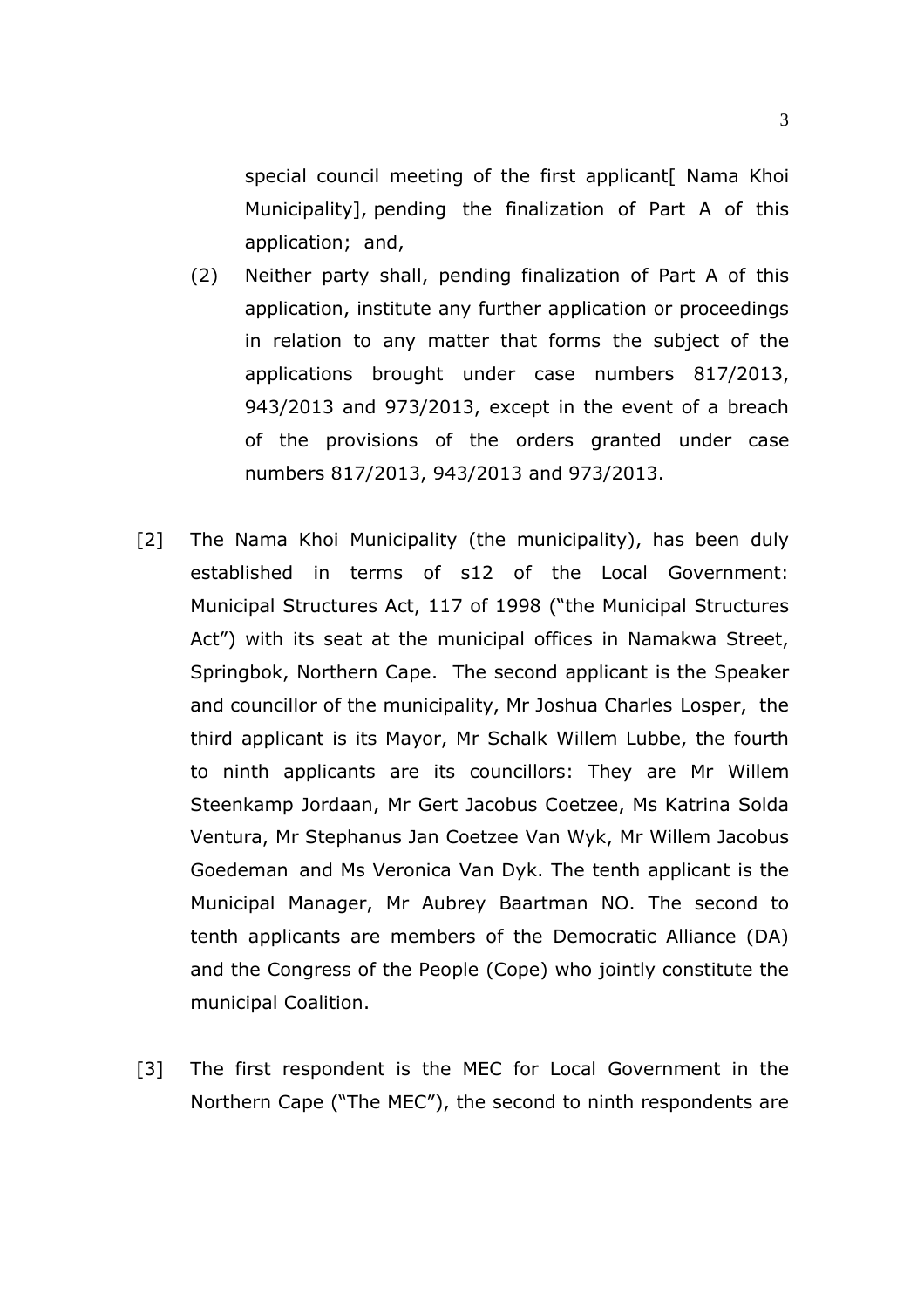special council meeting of the first applicant[ Nama Khoi Municipality], pending the finalization of Part A of this application; and,

(2) Neither party shall, pending finalization of Part A of this application, institute any further application or proceedings in relation to any matter that forms the subject of the applications brought under case numbers 817/2013, 943/2013 and 973/2013, except in the event of a breach of the provisions of the orders granted under case numbers 817/2013, 943/2013 and 973/2013.

[2] The Nama Khoi Municipality (the municipality), has been duly established in terms of s12 of the Local Government: Municipal Structures Act, 117 of 1998 ("the Municipal Structures Act") with its seat at the municipal offices in Namakwa Street, Springbok, Northern Cape. The second applicant is the Speaker and councillor of the municipality, Mr Joshua Charles Losper, the third applicant is its Mayor, Mr Schalk Willem Lubbe, the fourth to ninth applicants are its councillors: They are Mr Willem Steenkamp Jordaan, Mr Gert Jacobus Coetzee, Ms Katrina Solda Ventura, Mr Stephanus Jan Coetzee Van Wyk, Mr Willem Jacobus Goedeman and Ms Veronica Van Dyk. The tenth applicant is the Municipal Manager, Mr Aubrey Baartman NO. The second to tenth applicants are members of the Democratic Alliance (DA) and the Congress of the People (Cope) who jointly constitute the municipal Coalition.

[3] The first respondent is the MEC for Local Government in the Northern Cape ("The MEC"), the second to ninth respondents are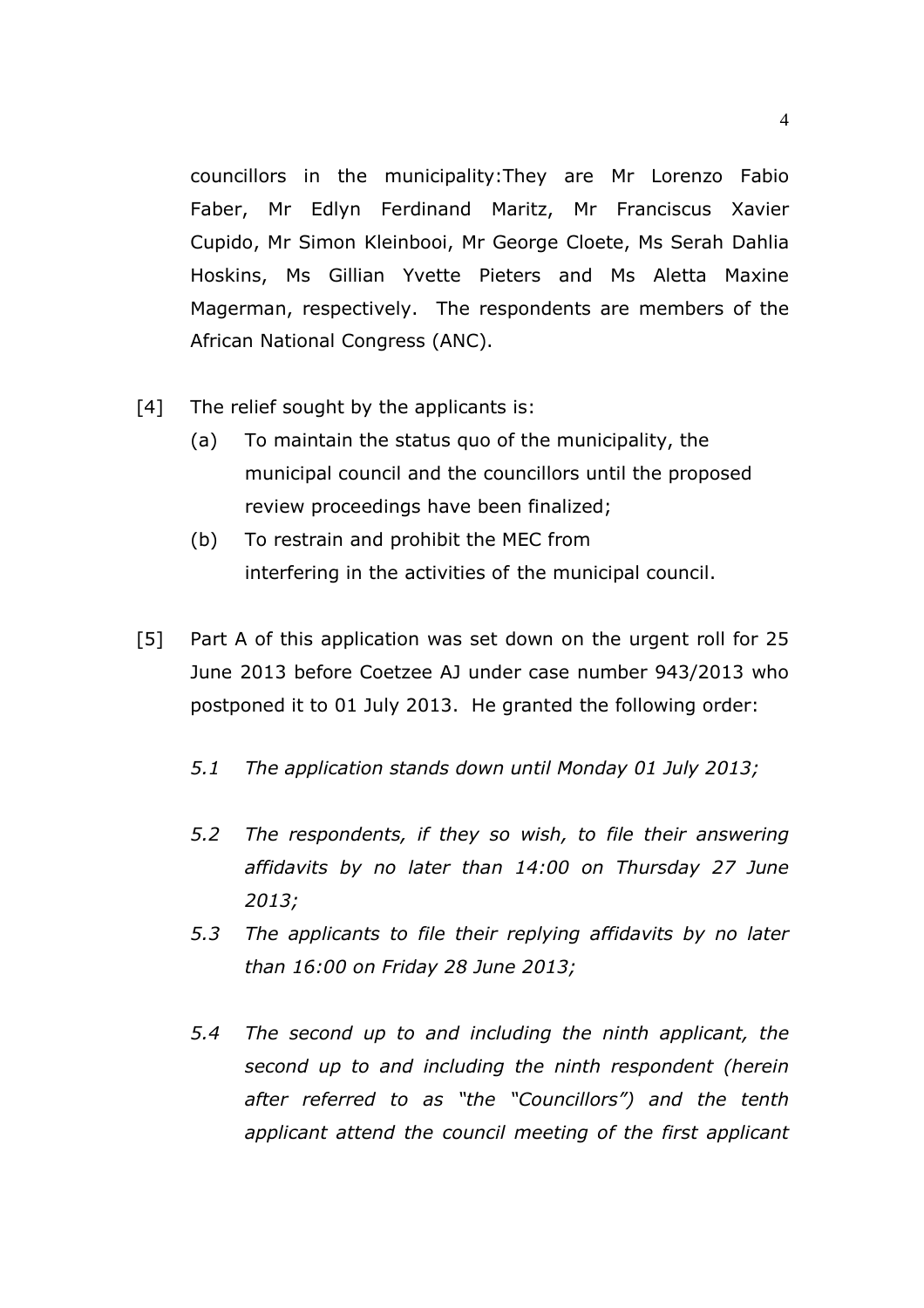councillors in the municipality:They are Mr Lorenzo Fabio Faber, Mr Edlyn Ferdinand Maritz, Mr Franciscus Xavier Cupido, Mr Simon Kleinbooi, Mr George Cloete, Ms Serah Dahlia Hoskins, Ms Gillian Yvette Pieters and Ms Aletta Maxine Magerman, respectively. The respondents are members of the African National Congress (ANC).

[4] The relief sought by the applicants is:

(a) To maintain the status quo of the municipality, the municipal council and the councillors until the proposed review proceedings have been finalized;

(b) To restrain and prohibit the MEC from interfering in the activities of the municipal council.

[5] Part A of this application was set down on the urgent roll for 25 June 2013 before Coetzee AJ under case number 943/2013 who postponed it to 01 July 2013. He granted the following order:

*5.1 The application stands down until Monday 01 July 2013;*

*5.2 The respondents, if they so wish, to file their answering affidavits by no later than 14:00 on Thursday 27 June 2013;*

*5.3 The applicants to file their replying affidavits by no later than 16:00 on Friday 28 June 2013;*

*5.4 The second up to and including the ninth applicant, the second up to and including the ninth respondent (herein after referred to as "the "Councillors") and the tenth applicant attend the council meeting of the first applicant*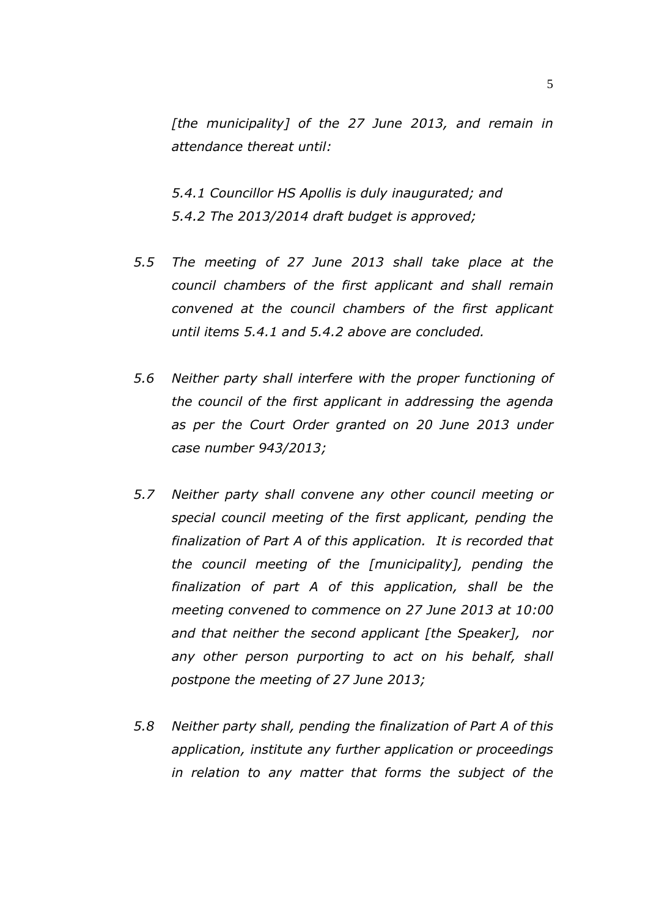*[the municipality] of the 27 June 2013, and remain in attendance thereat until:*

*5.4.1 Councillor HS Apollis is duly inaugurated; and*
*5.4.2 The 2013/2014 draft budget is approved;*

*5.5 The meeting of 27 June 2013 shall take place at the council chambers of the first applicant and shall remain convened at the council chambers of the first applicant until items 5.4.1 and 5.4.2 above are concluded.*

*5.6 Neither party shall interfere with the proper functioning of the council of the first applicant in addressing the agenda as per the Court Order granted on 20 June 2013 under case number 943/2013;*

*5.7 Neither party shall convene any other council meeting or special council meeting of the first applicant, pending the finalization of Part A of this application. It is recorded that the council meeting of the [municipality], pending the finalization of part A of this application, shall be the meeting convened to commence on 27 June 2013 at 10:00 and that neither the second applicant [the Speaker], nor any other person purporting to act on his behalf, shall postpone the meeting of 27 June 2013;*

*5.8 Neither party shall, pending the finalization of Part A of this application, institute any further application or proceedings in relation to any matter that forms the subject of the*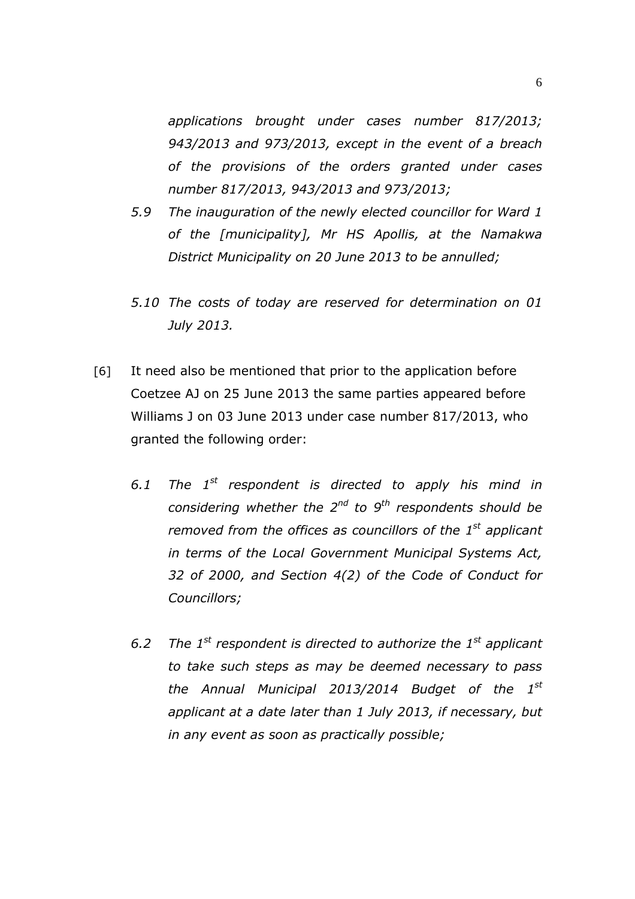*applications brought under cases number 817/2013; 943/2013 and 973/2013, except in the event of a breach of the provisions of the orders granted under cases number 817/2013, 943/2013 and 973/2013;*

*5.9 The inauguration of the newly elected councillor for Ward 1 of the [municipality], Mr HS Apollis, at the Namakwa District Municipality on 20 June 2013 to be annulled;*

*5.10 The costs of today are reserved for determination on 01 July 2013.*

[6] It need also be mentioned that prior to the application before Coetzee AJ on 25 June 2013 the same parties appeared before Williams J on 03 June 2013 under case number 817/2013, who granted the following order:

*6.1 The 1st respondent is directed to apply his mind in considering whether the 2nd to 9th respondents should be removed from the offices as councillors of the 1st applicant in terms of the Local Government Municipal Systems Act, 32 of 2000, and Section 4(2) of the Code of Conduct for Councillors;*

*6.2 The 1st respondent is directed to authorize the 1st applicant to take such steps as may be deemed necessary to pass the Annual Municipal 2013/2014 Budget of the 1st applicant at a date later than 1 July 2013, if necessary, but in any event as soon as practically possible;*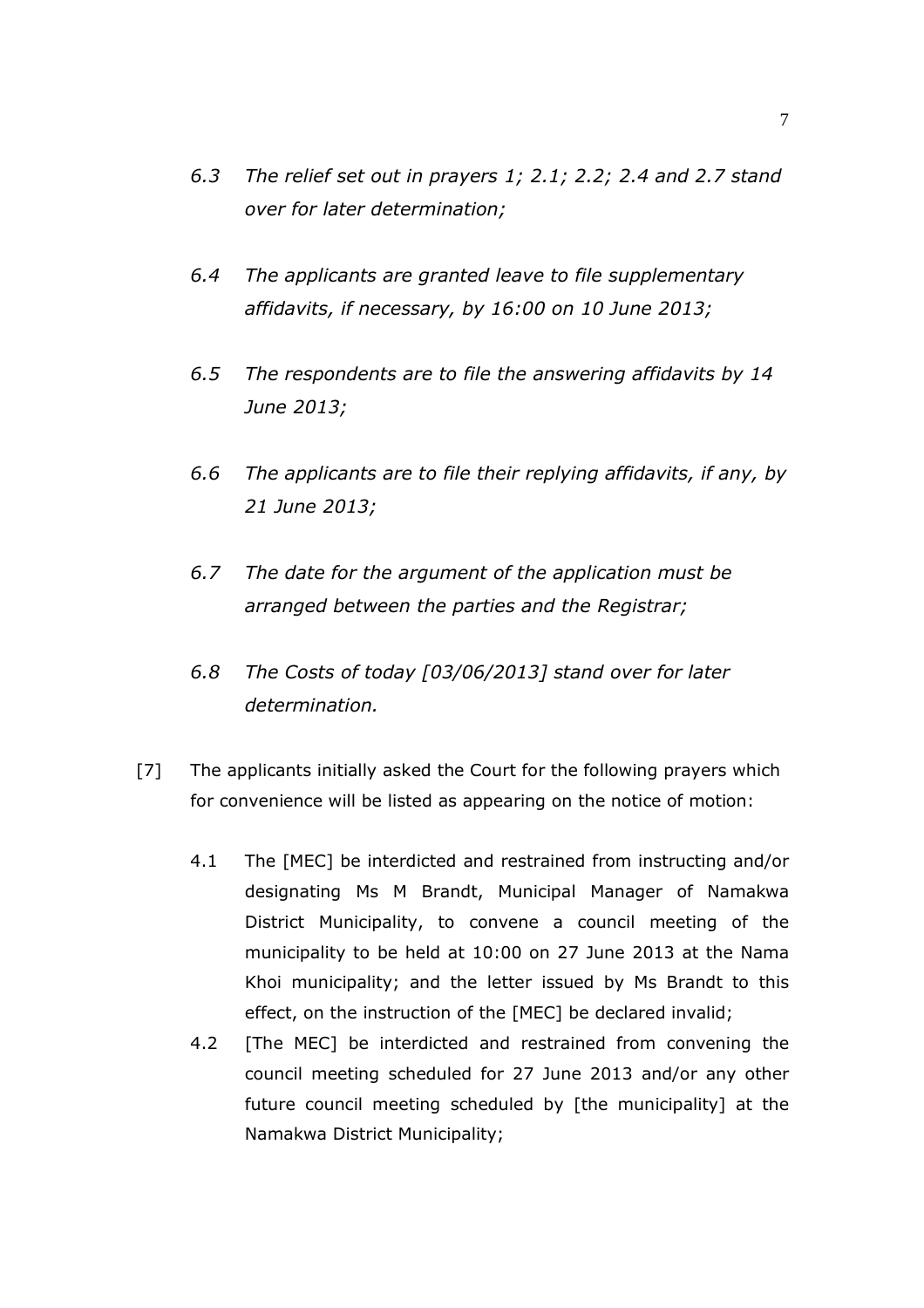*6.3 The relief set out in prayers 1; 2.1; 2.2; 2.4 and 2.7 stand over for later determination;*

*6.4 The applicants are granted leave to file supplementary affidavits, if necessary, by 16:00 on 10 June 2013;*

*6.5 The respondents are to file the answering affidavits by 14 June 2013;*

*6.6 The applicants are to file their replying affidavits, if any, by 21 June 2013;*

*6.7 The date for the argument of the application must be arranged between the parties and the Registrar;*

*6.8 The Costs of today [03/06/2013] stand over for later determination.*

[7] The applicants initially asked the Court for the following prayers which for convenience will be listed as appearing on the notice of motion:

4.1 The [MEC] be interdicted and restrained from instructing and/or designating Ms M Brandt, Municipal Manager of Namakwa District Municipality, to convene a council meeting of the municipality to be held at 10:00 on 27 June 2013 at the Nama Khoi municipality; and the letter issued by Ms Brandt to this effect, on the instruction of the [MEC] be declared invalid;

4.2 [The MEC] be interdicted and restrained from convening the council meeting scheduled for 27 June 2013 and/or any other future council meeting scheduled by [the municipality] at the Namakwa District Municipality;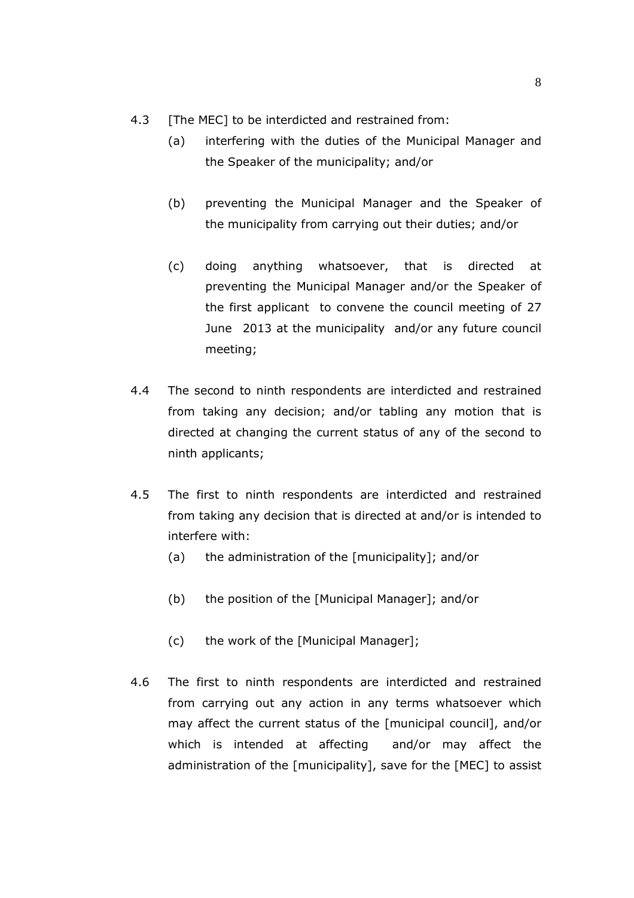4.3 [The MEC] to be interdicted and restrained from:

   (a) interfering with the duties of the Municipal Manager and the Speaker of the municipality; and/or

   (b) preventing the Municipal Manager and the Speaker of the municipality from carrying out their duties; and/or

   (c) doing anything whatsoever, that is directed at preventing the Municipal Manager and/or the Speaker of the first applicant to convene the council meeting of 27 June 2013 at the municipality and/or any future council meeting;

4.4 The second to ninth respondents are interdicted and restrained from taking any decision; and/or tabling any motion that is directed at changing the current status of any of the second to ninth applicants;

4.5 The first to ninth respondents are interdicted and restrained from taking any decision that is directed at and/or is intended to interfere with:

   (a) the administration of the [municipality]; and/or

   (b) the position of the [Municipal Manager]; and/or

   (c) the work of the [Municipal Manager];

4.6 The first to ninth respondents are interdicted and restrained from carrying out any action in any terms whatsoever which may affect the current status of the [municipal council], and/or which is intended at affecting and/or may affect the administration of the [municipality], save for the [MEC] to assist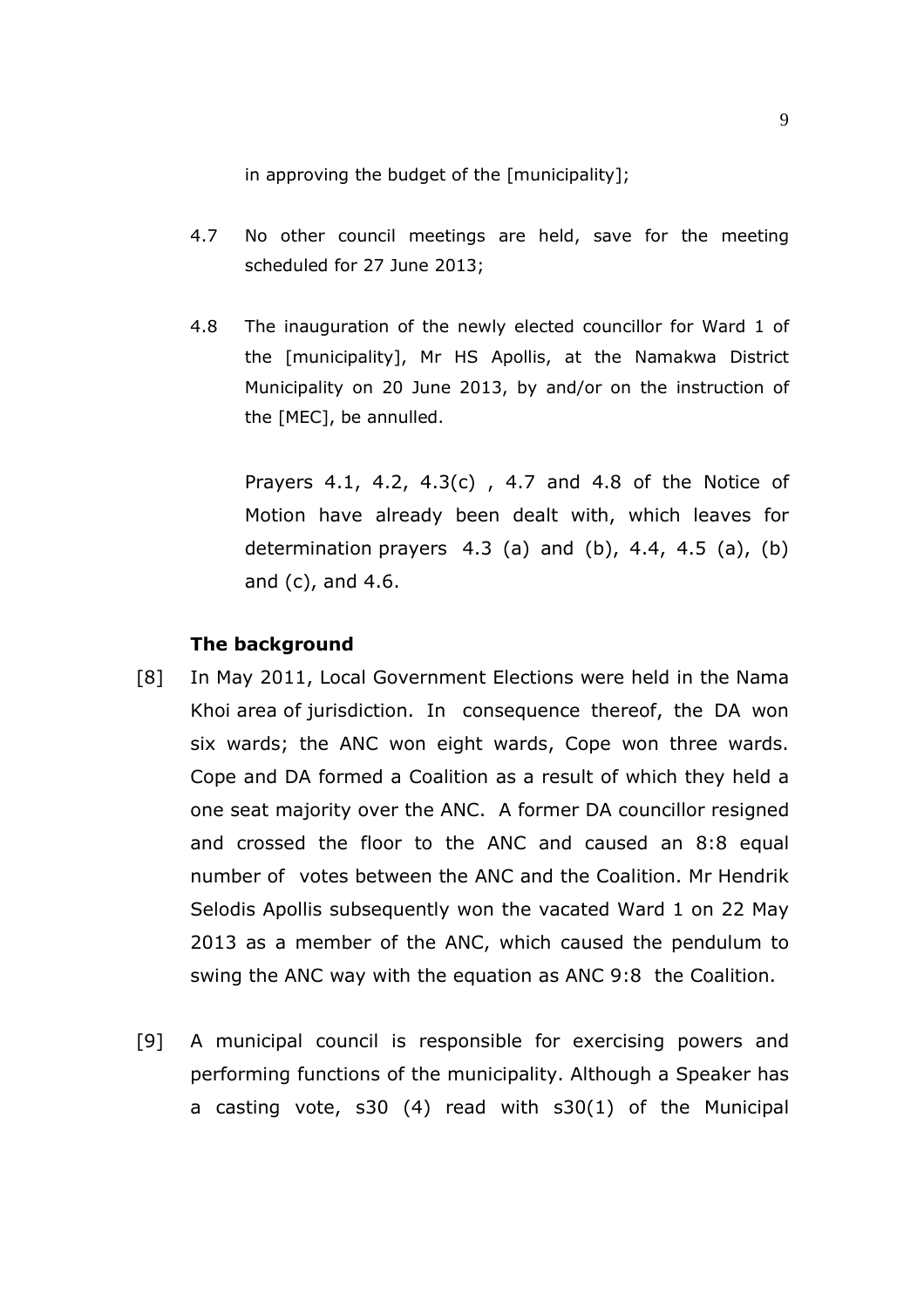in approving the budget of the [municipality];

4.7 No other council meetings are held, save for the meeting scheduled for 27 June 2013;

4.8 The inauguration of the newly elected councillor for Ward 1 of the [municipality], Mr HS Apollis, at the Namakwa District Municipality on 20 June 2013, by and/or on the instruction of the [MEC], be annulled.

Prayers 4.1, 4.2, 4.3(c) , 4.7 and 4.8 of the Notice of Motion have already been dealt with, which leaves for determination prayers 4.3 (a) and (b), 4.4, 4.5 (a), (b) and (c), and 4.6.

**The background**

[8] In May 2011, Local Government Elections were held in the Nama Khoi area of jurisdiction. In consequence thereof, the DA won six wards; the ANC won eight wards, Cope won three wards. Cope and DA formed a Coalition as a result of which they held a one seat majority over the ANC. A former DA councillor resigned and crossed the floor to the ANC and caused an 8:8 equal number of votes between the ANC and the Coalition. Mr Hendrik Selodis Apollis subsequently won the vacated Ward 1 on 22 May 2013 as a member of the ANC, which caused the pendulum to swing the ANC way with the equation as ANC 9:8 the Coalition.

[9] A municipal council is responsible for exercising powers and performing functions of the municipality. Although a Speaker has a casting vote, s30 (4) read with s30(1) of the Municipal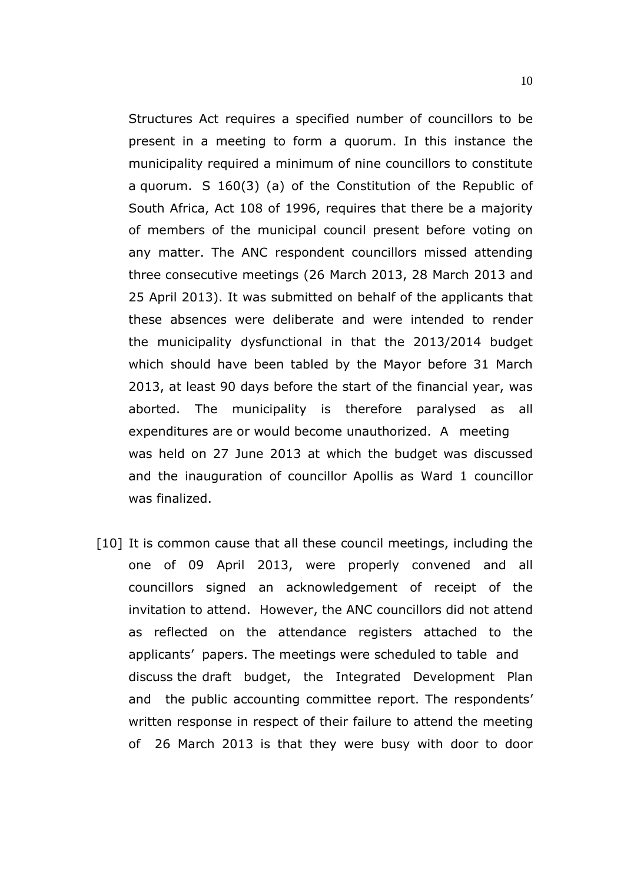Structures Act requires a specified number of councillors to be present in a meeting to form a quorum. In this instance the municipality required a minimum of nine councillors to constitute a quorum. S 160(3) (a) of the Constitution of the Republic of South Africa, Act 108 of 1996, requires that there be a majority of members of the municipal council present before voting on any matter. The ANC respondent councillors missed attending three consecutive meetings (26 March 2013, 28 March 2013 and 25 April 2013). It was submitted on behalf of the applicants that these absences were deliberate and were intended to render the municipality dysfunctional in that the 2013/2014 budget which should have been tabled by the Mayor before 31 March 2013, at least 90 days before the start of the financial year, was aborted. The municipality is therefore paralysed as all expenditures are or would become unauthorized. A meeting was held on 27 June 2013 at which the budget was discussed and the inauguration of councillor Apollis as Ward 1 councillor was finalized.

[10] It is common cause that all these council meetings, including the one of 09 April 2013, were properly convened and all councillors signed an acknowledgement of receipt of the invitation to attend. However, the ANC councillors did not attend as reflected on the attendance registers attached to the applicants' papers. The meetings were scheduled to table and discuss the draft budget, the Integrated Development Plan and the public accounting committee report. The respondents' written response in respect of their failure to attend the meeting of 26 March 2013 is that they were busy with door to door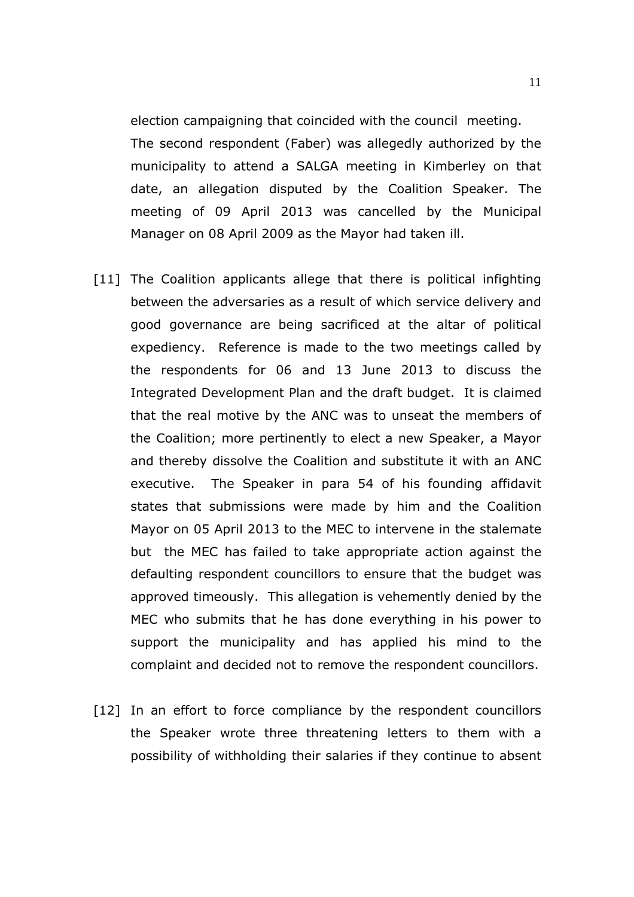election campaigning that coincided with the council meeting. The second respondent (Faber) was allegedly authorized by the municipality to attend a SALGA meeting in Kimberley on that date, an allegation disputed by the Coalition Speaker. The meeting of 09 April 2013 was cancelled by the Municipal Manager on 08 April 2009 as the Mayor had taken ill.

[11] The Coalition applicants allege that there is political infighting between the adversaries as a result of which service delivery and good governance are being sacrificed at the altar of political expediency. Reference is made to the two meetings called by the respondents for 06 and 13 June 2013 to discuss the Integrated Development Plan and the draft budget. It is claimed that the real motive by the ANC was to unseat the members of the Coalition; more pertinently to elect a new Speaker, a Mayor and thereby dissolve the Coalition and substitute it with an ANC executive. The Speaker in para 54 of his founding affidavit states that submissions were made by him and the Coalition Mayor on 05 April 2013 to the MEC to intervene in the stalemate but the MEC has failed to take appropriate action against the defaulting respondent councillors to ensure that the budget was approved timeously. This allegation is vehemently denied by the MEC who submits that he has done everything in his power to support the municipality and has applied his mind to the complaint and decided not to remove the respondent councillors.

[12] In an effort to force compliance by the respondent councillors the Speaker wrote three threatening letters to them with a possibility of withholding their salaries if they continue to absent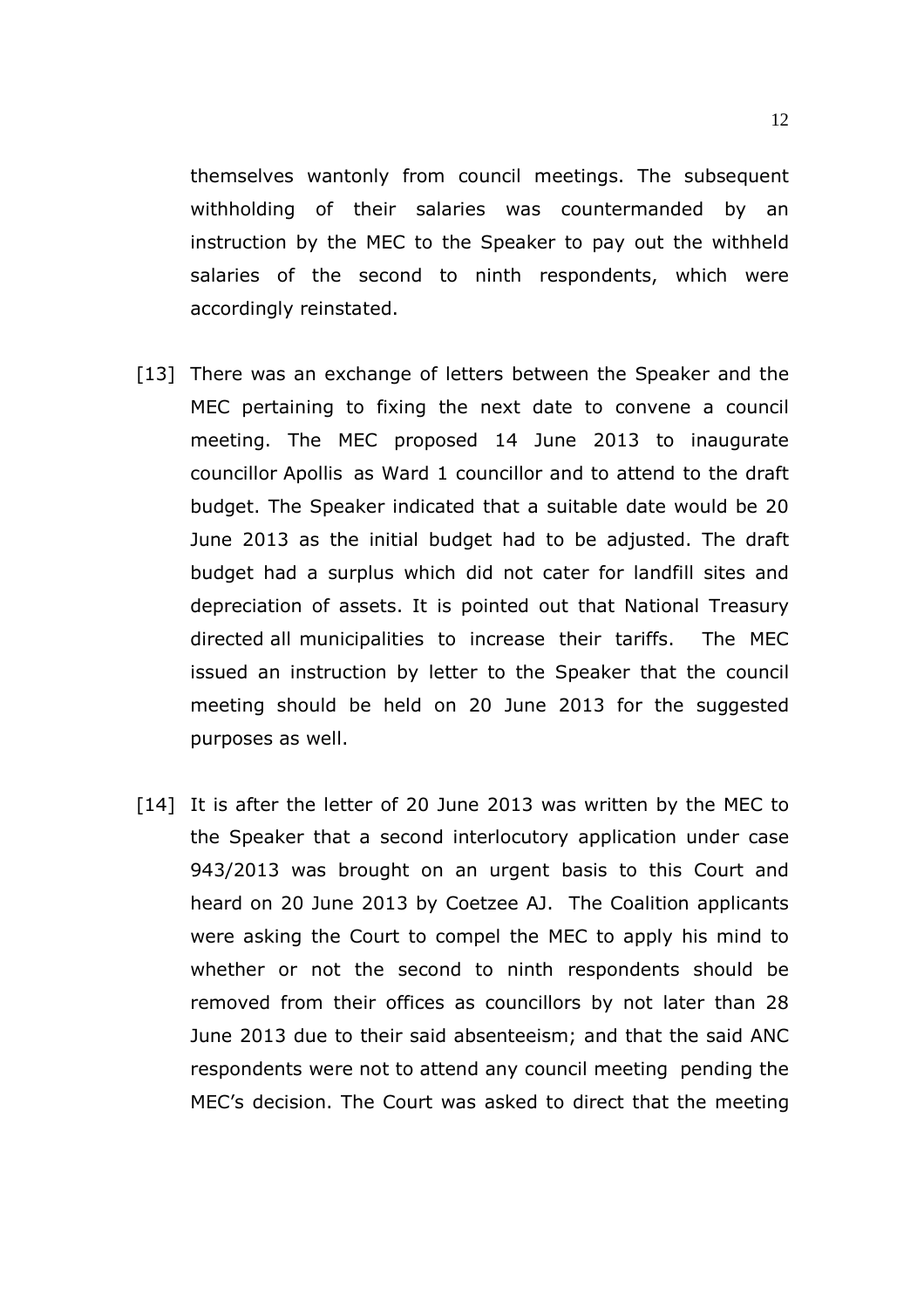themselves wantonly from council meetings. The subsequent withholding of their salaries was countermanded by an instruction by the MEC to the Speaker to pay out the withheld salaries of the second to ninth respondents, which were accordingly reinstated.

[13] There was an exchange of letters between the Speaker and the MEC pertaining to fixing the next date to convene a council meeting. The MEC proposed 14 June 2013 to inaugurate councillor Apollis as Ward 1 councillor and to attend to the draft budget. The Speaker indicated that a suitable date would be 20 June 2013 as the initial budget had to be adjusted. The draft budget had a surplus which did not cater for landfill sites and depreciation of assets. It is pointed out that National Treasury directed all municipalities to increase their tariffs. The MEC issued an instruction by letter to the Speaker that the council meeting should be held on 20 June 2013 for the suggested purposes as well.

[14] It is after the letter of 20 June 2013 was written by the MEC to the Speaker that a second interlocutory application under case 943/2013 was brought on an urgent basis to this Court and heard on 20 June 2013 by Coetzee AJ. The Coalition applicants were asking the Court to compel the MEC to apply his mind to whether or not the second to ninth respondents should be removed from their offices as councillors by not later than 28 June 2013 due to their said absenteeism; and that the said ANC respondents were not to attend any council meeting pending the MEC's decision. The Court was asked to direct that the meeting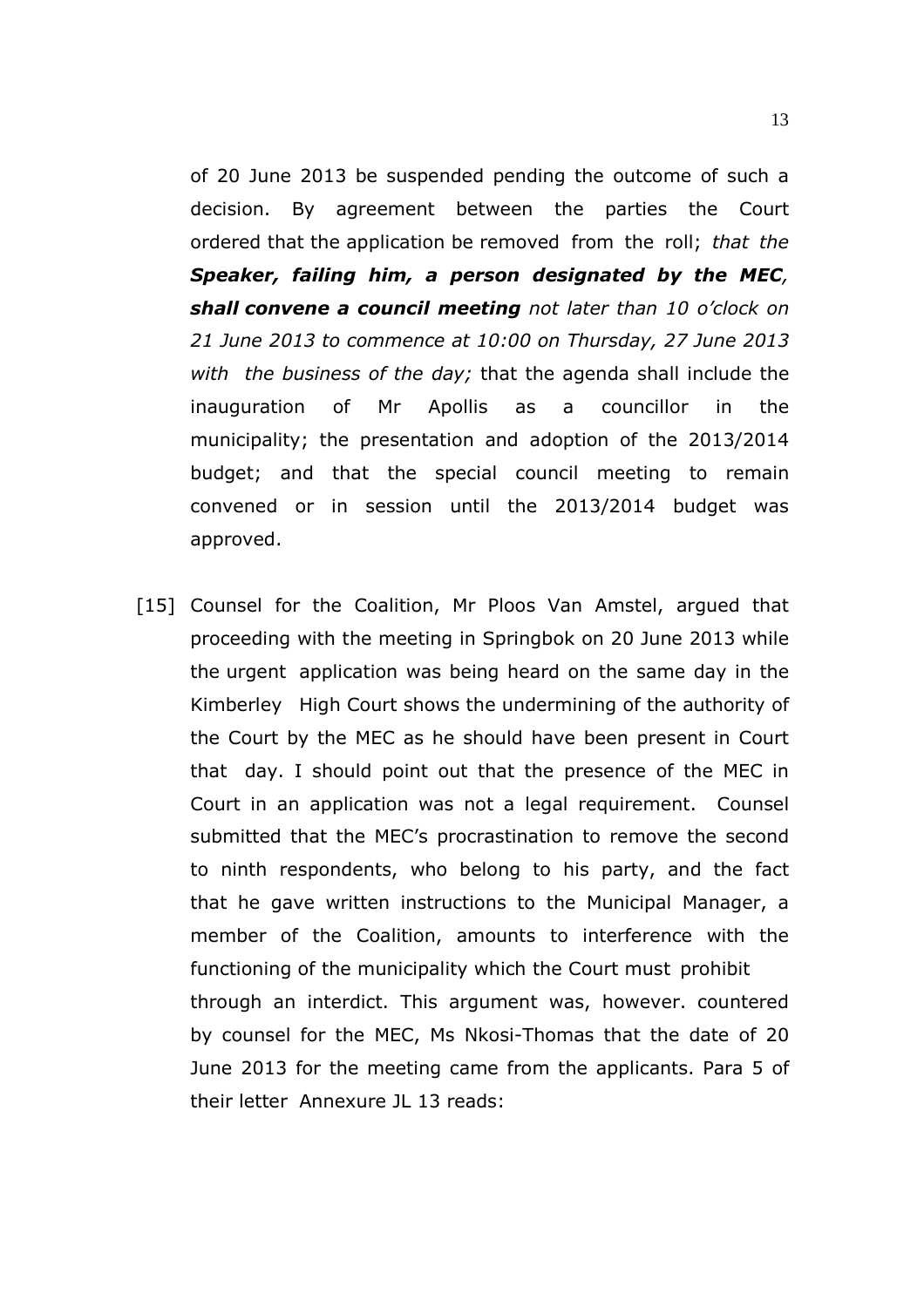of 20 June 2013 be suspended pending the outcome of such a decision. By agreement between the parties the Court ordered that the application be removed from the roll; *that the **Speaker, failing him, a person designated by the MEC**, **shall convene a council meeting** not later than 10 o'clock on 21 June 2013 to commence at 10:00 on Thursday, 27 June 2013 with the business of the day;* that the agenda shall include the inauguration of Mr Apollis as a councillor in the municipality; the presentation and adoption of the 2013/2014 budget; and that the special council meeting to remain convened or in session until the 2013/2014 budget was approved.

[15] Counsel for the Coalition, Mr Ploos Van Amstel, argued that proceeding with the meeting in Springbok on 20 June 2013 while the urgent application was being heard on the same day in the Kimberley High Court shows the undermining of the authority of the Court by the MEC as he should have been present in Court that day. I should point out that the presence of the MEC in Court in an application was not a legal requirement. Counsel submitted that the MEC's procrastination to remove the second to ninth respondents, who belong to his party, and the fact that he gave written instructions to the Municipal Manager, a member of the Coalition, amounts to interference with the functioning of the municipality which the Court must prohibit through an interdict. This argument was, however. countered by counsel for the MEC, Ms Nkosi-Thomas that the date of 20 June 2013 for the meeting came from the applicants. Para 5 of their letter Annexure JL 13 reads: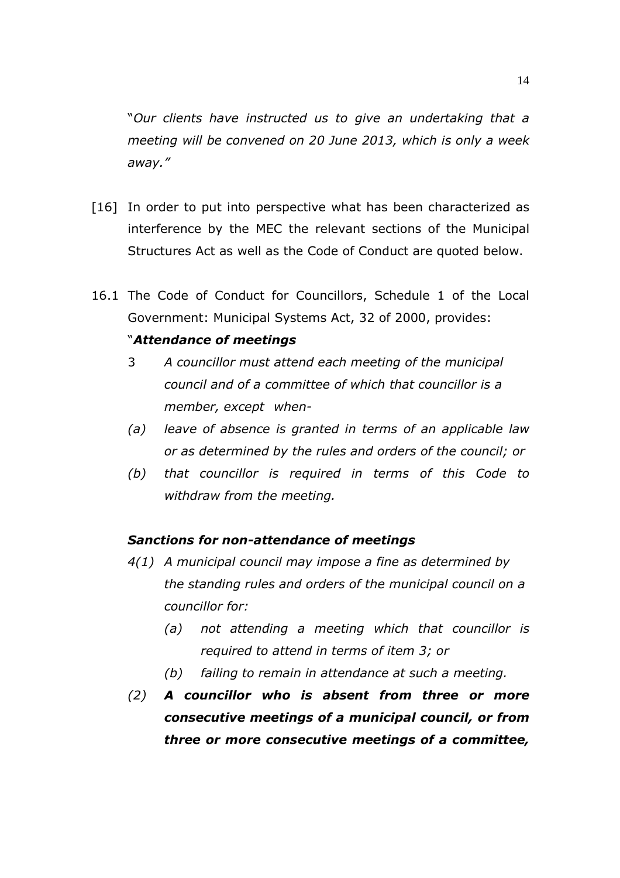"*Our clients have instructed us to give an undertaking that a meeting will be convened on 20 June 2013, which is only a week away.*"

[16] In order to put into perspective what has been characterized as interference by the MEC the relevant sections of the Municipal Structures Act as well as the Code of Conduct are quoted below.

16.1 The Code of Conduct for Councillors, Schedule 1 of the Local Government: Municipal Systems Act, 32 of 2000, provides:

"***Attendance of meetings***

3 *A councillor must attend each meeting of the municipal council and of a committee of which that councillor is a member, except when-*

*(a) leave of absence is granted in terms of an applicable law or as determined by the rules and orders of the council; or*

*(b) that councillor is required in terms of this Code to withdraw from the meeting.*

***Sanctions for non-attendance of meetings***

*4(1) A municipal council may impose a fine as determined by the standing rules and orders of the municipal council on a councillor for:*

*(a) not attending a meeting which that councillor is required to attend in terms of item 3; or*

*(b) failing to remain in attendance at such a meeting.*

*(2)* ***A councillor who is absent from three or more consecutive meetings of a municipal council, or from three or more consecutive meetings of a committee,***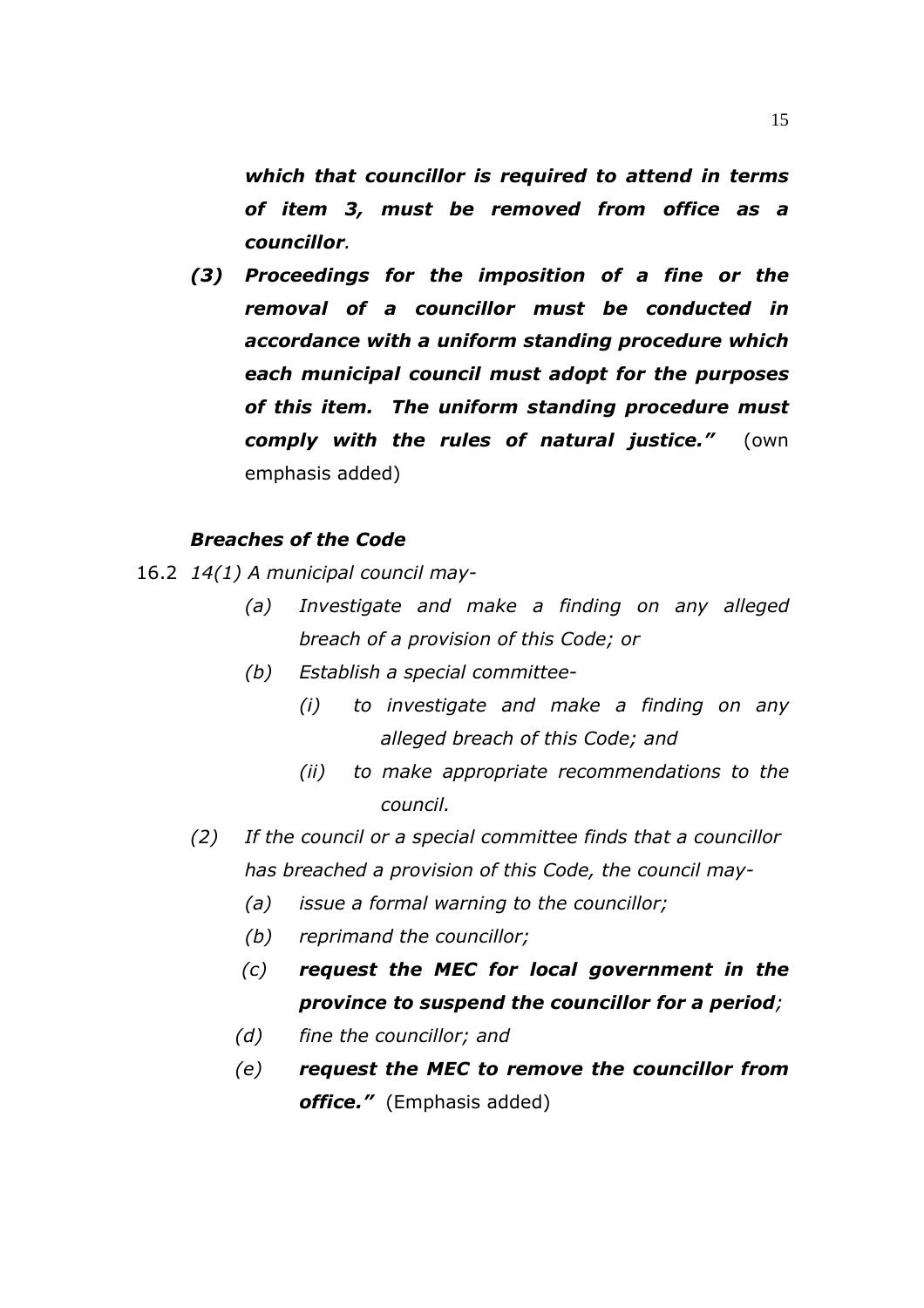***which that councillor is required to attend in terms of item 3, must be removed from office as a councillor**.*

***(3) Proceedings for the imposition of a fine or the removal of a councillor must be conducted in accordance with a uniform standing procedure which each municipal council must adopt for the purposes of this item. The uniform standing procedure must comply with the rules of natural justice."*** (own emphasis added)

***Breaches of the Code***

16.2 *14(1) A municipal council may-*

*(a) Investigate and make a finding on any alleged breach of a provision of this Code; or*

*(b) Establish a special committee-*

*(i) to investigate and make a finding on any alleged breach of this Code; and*

*(ii) to make appropriate recommendations to the council.*

*(2) If the council or a special committee finds that a councillor has breached a provision of this Code, the council may-*

*(a) issue a formal warning to the councillor;*

*(b) reprimand the councillor;*

*(c)* ***request the MEC for local government in the province to suspend the councillor for a period****;*

*(d) fine the councillor; and*

*(e)* ***request the MEC to remove the councillor from office."*** (Emphasis added)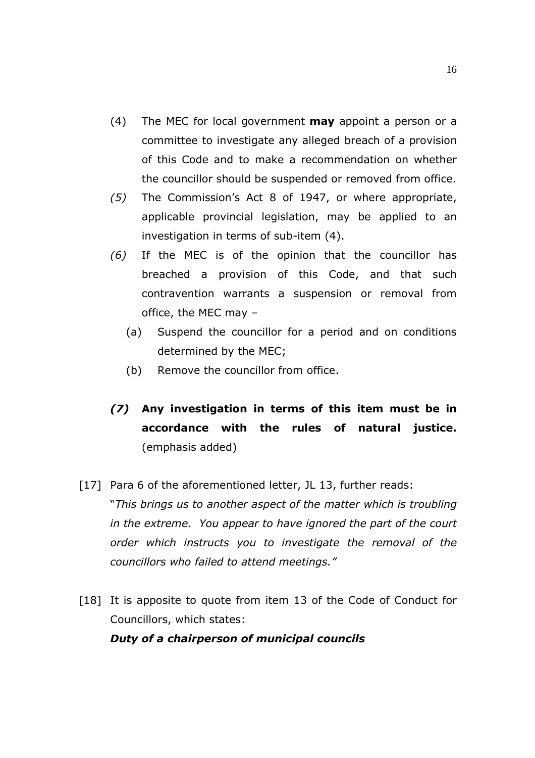(4) The MEC for local government **may** appoint a person or a committee to investigate any alleged breach of a provision of this Code and to make a recommendation on whether the councillor should be suspended or removed from office.

*(5)* The Commission's Act 8 of 1947, or where appropriate, applicable provincial legislation, may be applied to an investigation in terms of sub-item (4).

*(6)* If the MEC is of the opinion that the councillor has breached a provision of this Code, and that such contravention warrants a suspension or removal from office, the MEC may –

  (a) Suspend the councillor for a period and on conditions determined by the MEC;

  (b) Remove the councillor from office.

***(7)* Any investigation in terms of this item must be in accordance with the rules of natural justice.** (emphasis added)

[17] Para 6 of the aforementioned letter, JL 13, further reads:
"*This brings us to another aspect of the matter which is troubling in the extreme. You appear to have ignored the part of the court order which instructs you to investigate the removal of the councillors who failed to attend meetings.*"

[18] It is apposite to quote from item 13 of the Code of Conduct for Councillors, which states:

***Duty of a chairperson of municipal councils***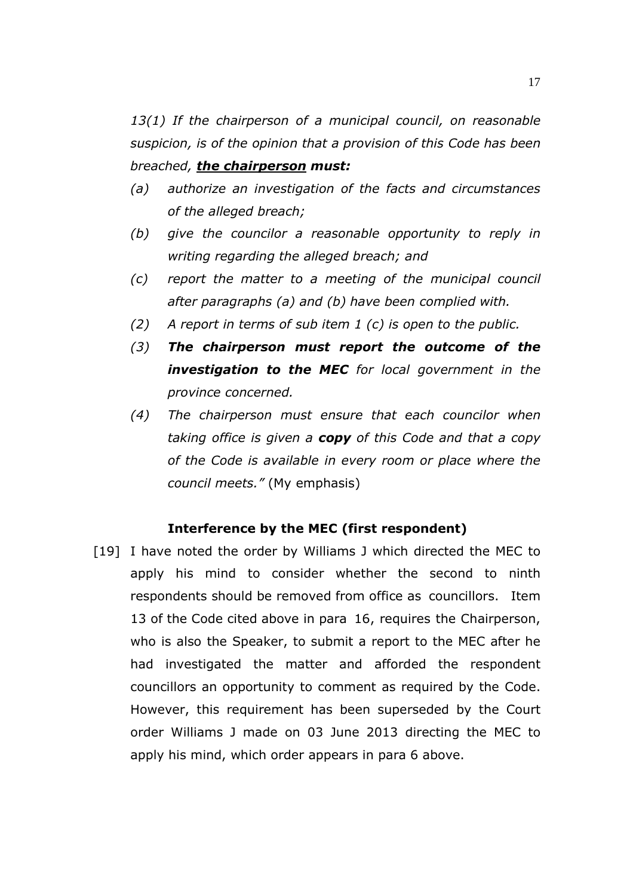*13(1) If the chairperson of a municipal council, on reasonable suspicion, is of the opinion that a provision of this Code has been breached, **the chairperson** must:*

- *(a) authorize an investigation of the facts and circumstances of the alleged breach;*
- *(b) give the councilor a reasonable opportunity to reply in writing regarding the alleged breach; and*
- *(c) report the matter to a meeting of the municipal council after paragraphs (a) and (b) have been complied with.*
- *(2) A report in terms of sub item 1 (c) is open to the public.*
- *(3) **The chairperson must report the outcome of the investigation to the MEC** for local government in the province concerned.*
- *(4) The chairperson must ensure that each councilor when taking office is given a **copy** of this Code and that a copy of the Code is available in every room or place where the council meets."* (My emphasis)

**Interference by the MEC (first respondent)**

[19] I have noted the order by Williams J which directed the MEC to apply his mind to consider whether the second to ninth respondents should be removed from office as councillors. Item 13 of the Code cited above in para 16, requires the Chairperson, who is also the Speaker, to submit a report to the MEC after he had investigated the matter and afforded the respondent councillors an opportunity to comment as required by the Code. However, this requirement has been superseded by the Court order Williams J made on 03 June 2013 directing the MEC to apply his mind, which order appears in para 6 above.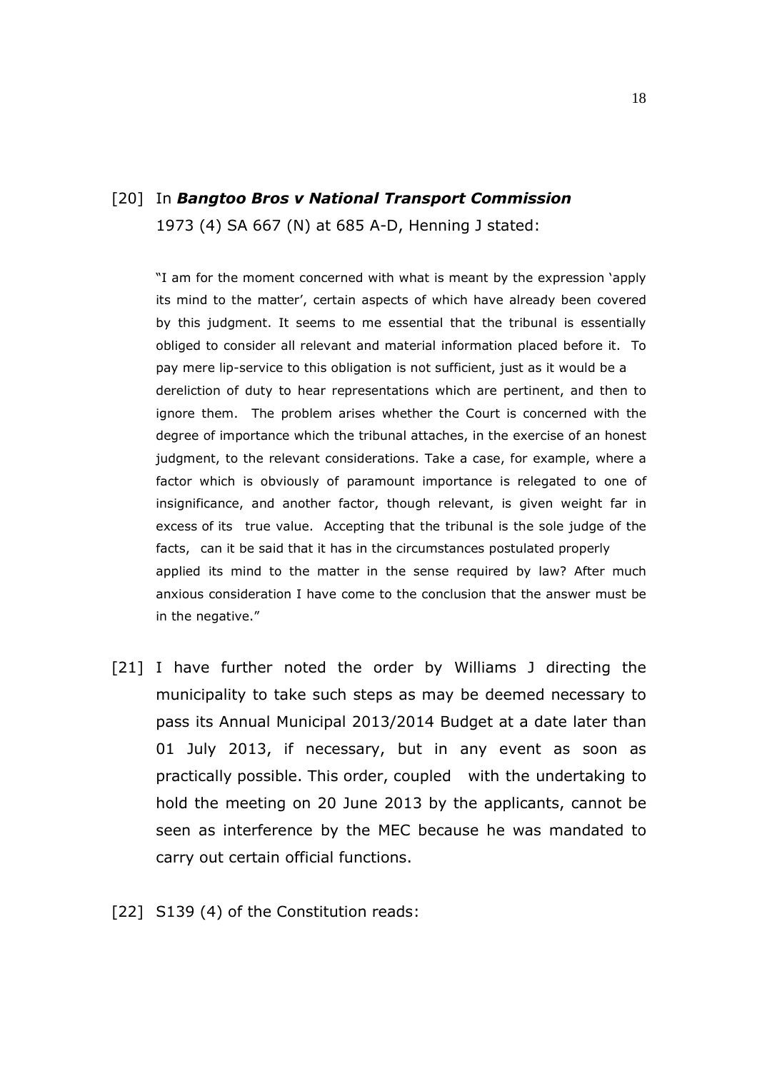[20] In ***Bangtoo Bros v National Transport Commission*** 1973 (4) SA 667 (N) at 685 A-D, Henning J stated:

> "I am for the moment concerned with what is meant by the expression 'apply its mind to the matter', certain aspects of which have already been covered by this judgment. It seems to me essential that the tribunal is essentially obliged to consider all relevant and material information placed before it. To pay mere lip-service to this obligation is not sufficient, just as it would be a dereliction of duty to hear representations which are pertinent, and then to ignore them. The problem arises whether the Court is concerned with the degree of importance which the tribunal attaches, in the exercise of an honest judgment, to the relevant considerations. Take a case, for example, where a factor which is obviously of paramount importance is relegated to one of insignificance, and another factor, though relevant, is given weight far in excess of its true value. Accepting that the tribunal is the sole judge of the facts, can it be said that it has in the circumstances postulated properly applied its mind to the matter in the sense required by law? After much anxious consideration I have come to the conclusion that the answer must be in the negative."

[21] I have further noted the order by Williams J directing the municipality to take such steps as may be deemed necessary to pass its Annual Municipal 2013/2014 Budget at a date later than 01 July 2013, if necessary, but in any event as soon as practically possible. This order, coupled with the undertaking to hold the meeting on 20 June 2013 by the applicants, cannot be seen as interference by the MEC because he was mandated to carry out certain official functions.

[22] S139 (4) of the Constitution reads: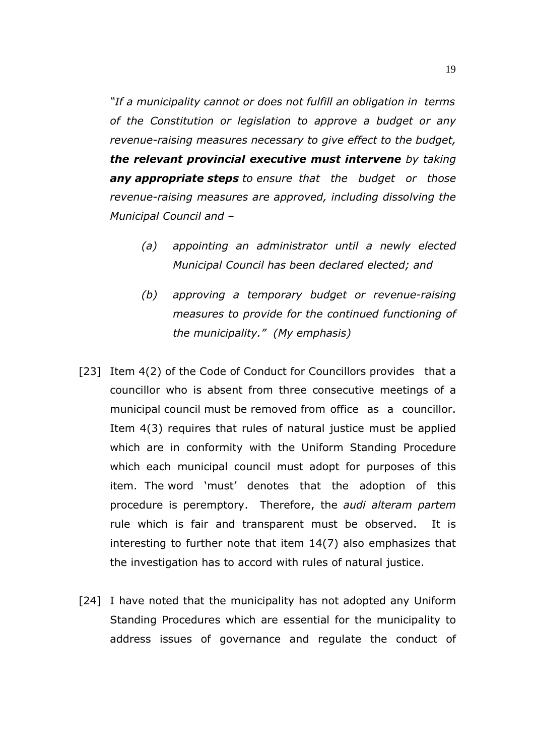*"If a municipality cannot or does not fulfill an obligation in terms of the Constitution or legislation to approve a budget or any revenue-raising measures necessary to give effect to the budget, **the relevant provincial executive must intervene** by taking **any appropriate steps** to ensure that the budget or those revenue-raising measures are approved, including dissolving the Municipal Council and –*

> *(a) appointing an administrator until a newly elected Municipal Council has been declared elected; and*
>
> *(b) approving a temporary budget or revenue-raising measures to provide for the continued functioning of the municipality." (My emphasis)*

[23] Item 4(2) of the Code of Conduct for Councillors provides that a councillor who is absent from three consecutive meetings of a municipal council must be removed from office as a councillor. Item 4(3) requires that rules of natural justice must be applied which are in conformity with the Uniform Standing Procedure which each municipal council must adopt for purposes of this item. The word 'must' denotes that the adoption of this procedure is peremptory. Therefore, the *audi alteram partem* rule which is fair and transparent must be observed. It is interesting to further note that item 14(7) also emphasizes that the investigation has to accord with rules of natural justice.

[24] I have noted that the municipality has not adopted any Uniform Standing Procedures which are essential for the municipality to address issues of governance and regulate the conduct of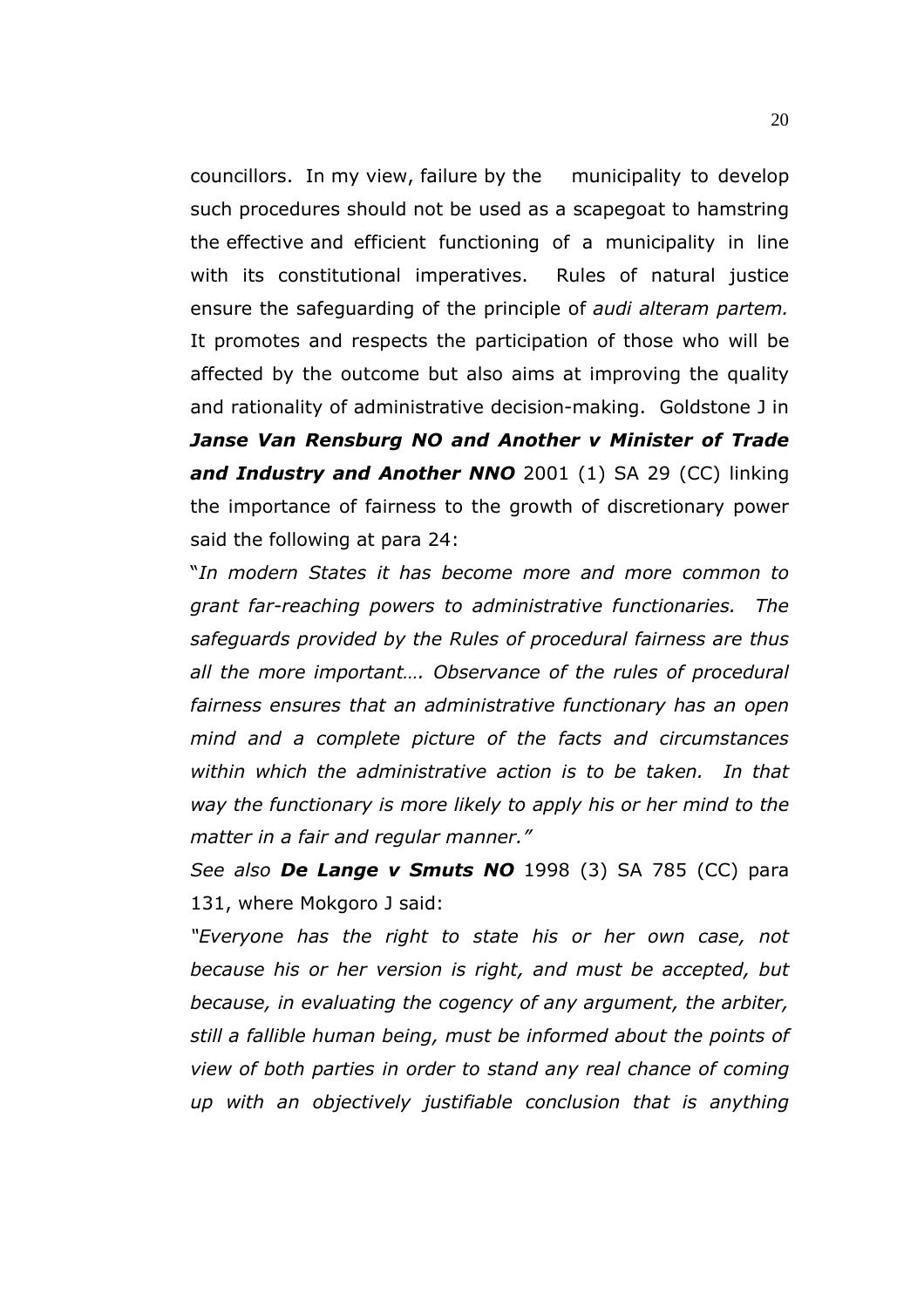councillors. In my view, failure by the municipality to develop such procedures should not be used as a scapegoat to hamstring the effective and efficient functioning of a municipality in line with its constitutional imperatives. Rules of natural justice ensure the safeguarding of the principle of *audi alteram partem.* It promotes and respects the participation of those who will be affected by the outcome but also aims at improving the quality and rationality of administrative decision-making. Goldstone J in ***Janse Van Rensburg NO and Another v Minister of Trade and Industry and Another NNO*** 2001 (1) SA 29 (CC) linking the importance of fairness to the growth of discretionary power said the following at para 24:

"*In modern States it has become more and more common to grant far-reaching powers to administrative functionaries. The safeguards provided by the Rules of procedural fairness are thus all the more important…. Observance of the rules of procedural fairness ensures that an administrative functionary has an open mind and a complete picture of the facts and circumstances within which the administrative action is to be taken. In that way the functionary is more likely to apply his or her mind to the matter in a fair and regular manner."*

*See also* ***De Lange v Smuts NO*** 1998 (3) SA 785 (CC) para 131, where Mokgoro J said:

*"Everyone has the right to state his or her own case, not because his or her version is right, and must be accepted, but because, in evaluating the cogency of any argument, the arbiter, still a fallible human being, must be informed about the points of view of both parties in order to stand any real chance of coming up with an objectively justifiable conclusion that is anything*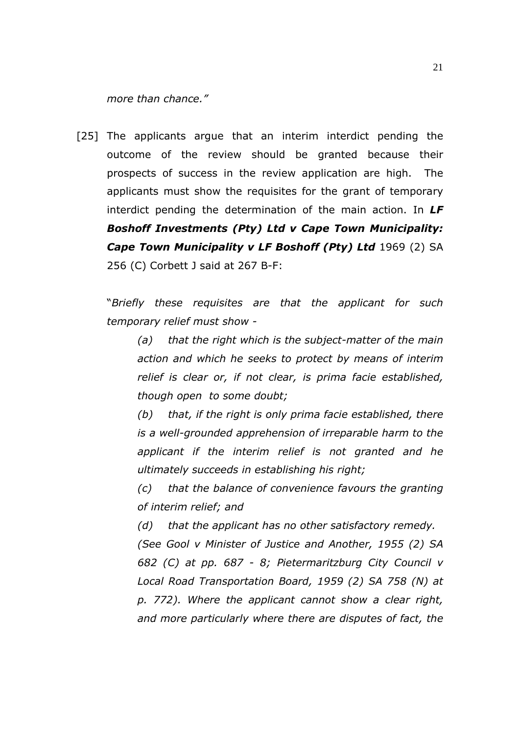*more than chance."*

[25] The applicants argue that an interim interdict pending the outcome of the review should be granted because their prospects of success in the review application are high. The applicants must show the requisites for the grant of temporary interdict pending the determination of the main action. In ***LF Boshoff Investments (Pty) Ltd v Cape Town Municipality: Cape Town Municipality v LF Boshoff (Pty) Ltd*** 1969 (2) SA 256 (C) Corbett J said at 267 B-F:

"*Briefly these requisites are that the applicant for such temporary relief must show -*

*(a) that the right which is the subject-matter of the main action and which he seeks to protect by means of interim relief is clear or, if not clear, is prima facie established, though open to some doubt;*

*(b) that, if the right is only prima facie established, there is a well-grounded apprehension of irreparable harm to the applicant if the interim relief is not granted and he ultimately succeeds in establishing his right;*

*(c) that the balance of convenience favours the granting of interim relief; and*

*(d) that the applicant has no other satisfactory remedy.*

*(See Gool v Minister of Justice and Another, 1955 (2) SA 682 (C) at pp. 687 - 8; Pietermaritzburg City Council v Local Road Transportation Board, 1959 (2) SA 758 (N) at p. 772). Where the applicant cannot show a clear right, and more particularly where there are disputes of fact, the*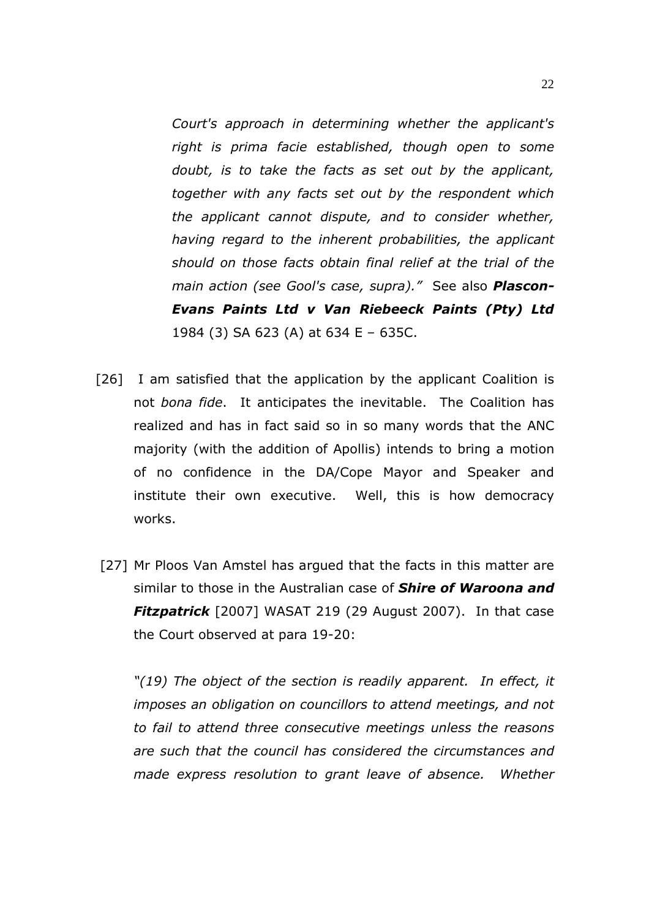*Court's approach in determining whether the applicant's right is prima facie established, though open to some doubt, is to take the facts as set out by the applicant, together with any facts set out by the respondent which the applicant cannot dispute, and to consider whether, having regard to the inherent probabilities, the applicant should on those facts obtain final relief at the trial of the main action (see Gool's case, supra)."* See also ***Plascon-Evans Paints Ltd v Van Riebeeck Paints (Pty) Ltd*** 1984 (3) SA 623 (A) at 634 E – 635C.

[26] I am satisfied that the application by the applicant Coalition is not *bona fide*. It anticipates the inevitable. The Coalition has realized and has in fact said so in so many words that the ANC majority (with the addition of Apollis) intends to bring a motion of no confidence in the DA/Cope Mayor and Speaker and institute their own executive. Well, this is how democracy works.

[27] Mr Ploos Van Amstel has argued that the facts in this matter are similar to those in the Australian case of ***Shire of Waroona and Fitzpatrick*** [2007] WASAT 219 (29 August 2007). In that case the Court observed at para 19-20:

*"(19) The object of the section is readily apparent. In effect, it imposes an obligation on councillors to attend meetings, and not to fail to attend three consecutive meetings unless the reasons are such that the council has considered the circumstances and made express resolution to grant leave of absence. Whether*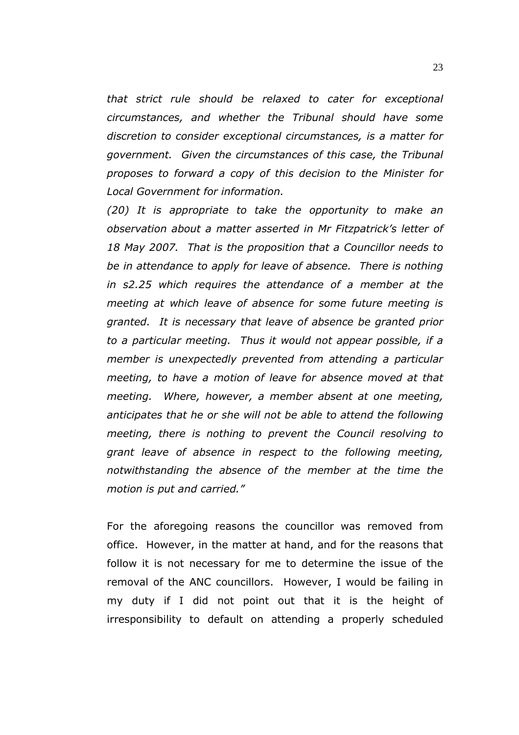*that strict rule should be relaxed to cater for exceptional circumstances, and whether the Tribunal should have some discretion to consider exceptional circumstances, is a matter for government. Given the circumstances of this case, the Tribunal proposes to forward a copy of this decision to the Minister for Local Government for information.*

*(20) It is appropriate to take the opportunity to make an observation about a matter asserted in Mr Fitzpatrick's letter of 18 May 2007. That is the proposition that a Councillor needs to be in attendance to apply for leave of absence. There is nothing in s2.25 which requires the attendance of a member at the meeting at which leave of absence for some future meeting is granted. It is necessary that leave of absence be granted prior to a particular meeting. Thus it would not appear possible, if a member is unexpectedly prevented from attending a particular meeting, to have a motion of leave for absence moved at that meeting. Where, however, a member absent at one meeting, anticipates that he or she will not be able to attend the following meeting, there is nothing to prevent the Council resolving to grant leave of absence in respect to the following meeting, notwithstanding the absence of the member at the time the motion is put and carried."*

For the aforegoing reasons the councillor was removed from office. However, in the matter at hand, and for the reasons that follow it is not necessary for me to determine the issue of the removal of the ANC councillors. However, I would be failing in my duty if I did not point out that it is the height of irresponsibility to default on attending a properly scheduled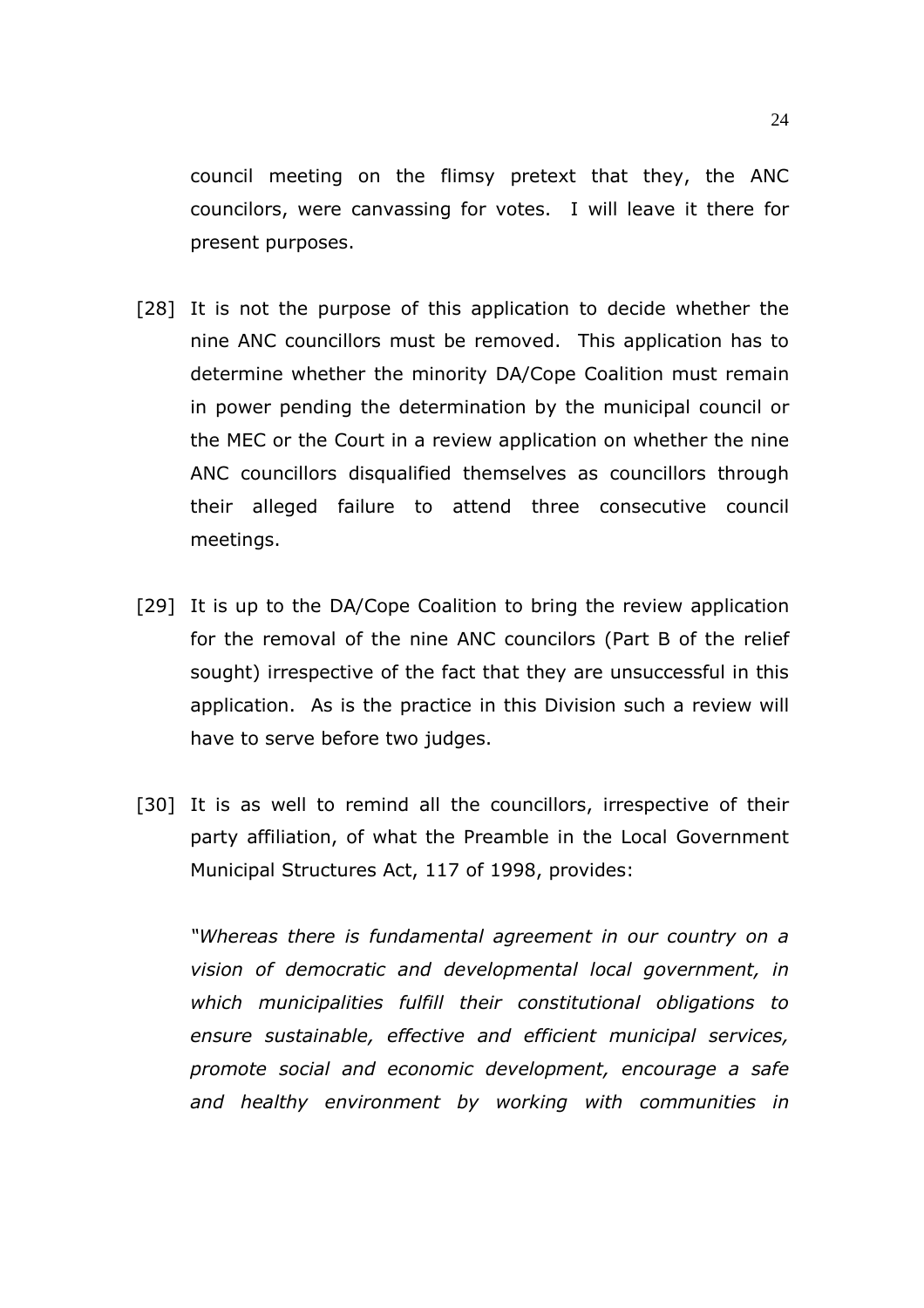council meeting on the flimsy pretext that they, the ANC councilors, were canvassing for votes. I will leave it there for present purposes.

[28] It is not the purpose of this application to decide whether the nine ANC councillors must be removed. This application has to determine whether the minority DA/Cope Coalition must remain in power pending the determination by the municipal council or the MEC or the Court in a review application on whether the nine ANC councillors disqualified themselves as councillors through their alleged failure to attend three consecutive council meetings.

[29] It is up to the DA/Cope Coalition to bring the review application for the removal of the nine ANC councilors (Part B of the relief sought) irrespective of the fact that they are unsuccessful in this application. As is the practice in this Division such a review will have to serve before two judges.

[30] It is as well to remind all the councillors, irrespective of their party affiliation, of what the Preamble in the Local Government Municipal Structures Act, 117 of 1998, provides:

*"Whereas there is fundamental agreement in our country on a vision of democratic and developmental local government, in which municipalities fulfill their constitutional obligations to ensure sustainable, effective and efficient municipal services, promote social and economic development, encourage a safe and healthy environment by working with communities in*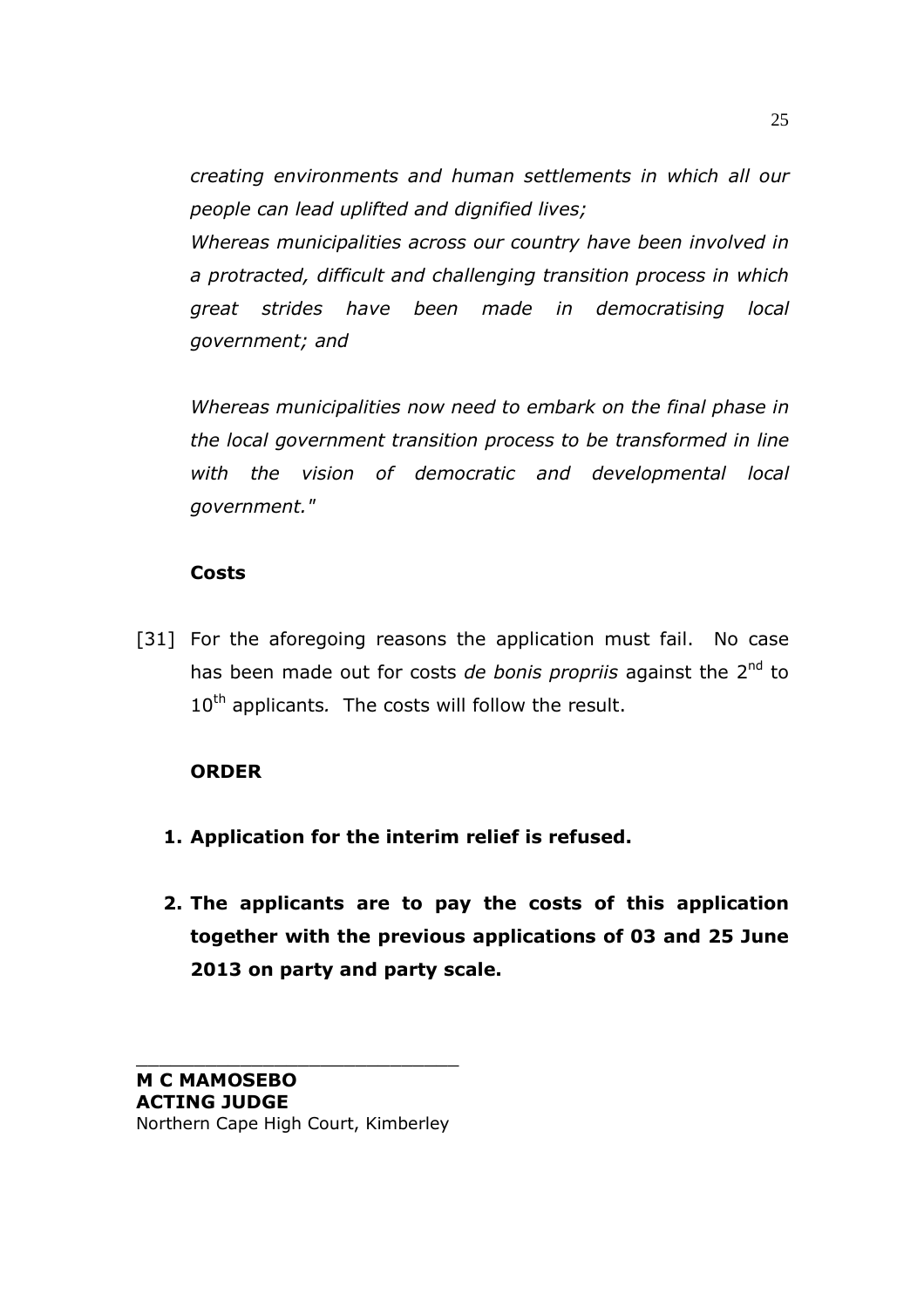*creating environments and human settlements in which all our people can lead uplifted and dignified lives;*

*Whereas municipalities across our country have been involved in a protracted, difficult and challenging transition process in which great strides have been made in democratising local government; and*

*Whereas municipalities now need to embark on the final phase in the local government transition process to be transformed in line with the vision of democratic and developmental local government."*

**Costs**

[31] For the aforegoing reasons the application must fail. No case has been made out for costs *de bonis propriis* against the 2nd to 10th applicants. The costs will follow the result.

**ORDER**

1. **Application for the interim relief is refused.**

2. **The applicants are to pay the costs of this application together with the previous applications of 03 and 25 June 2013 on party and party scale.**

\_\_\_\_\_\_\_\_\_\_\_\_\_\_\_\_\_\_\_\_\_\_\_\_\_\_\_\_\_\_

**M C MAMOSEBO**
**ACTING JUDGE**
Northern Cape High Court, Kimberley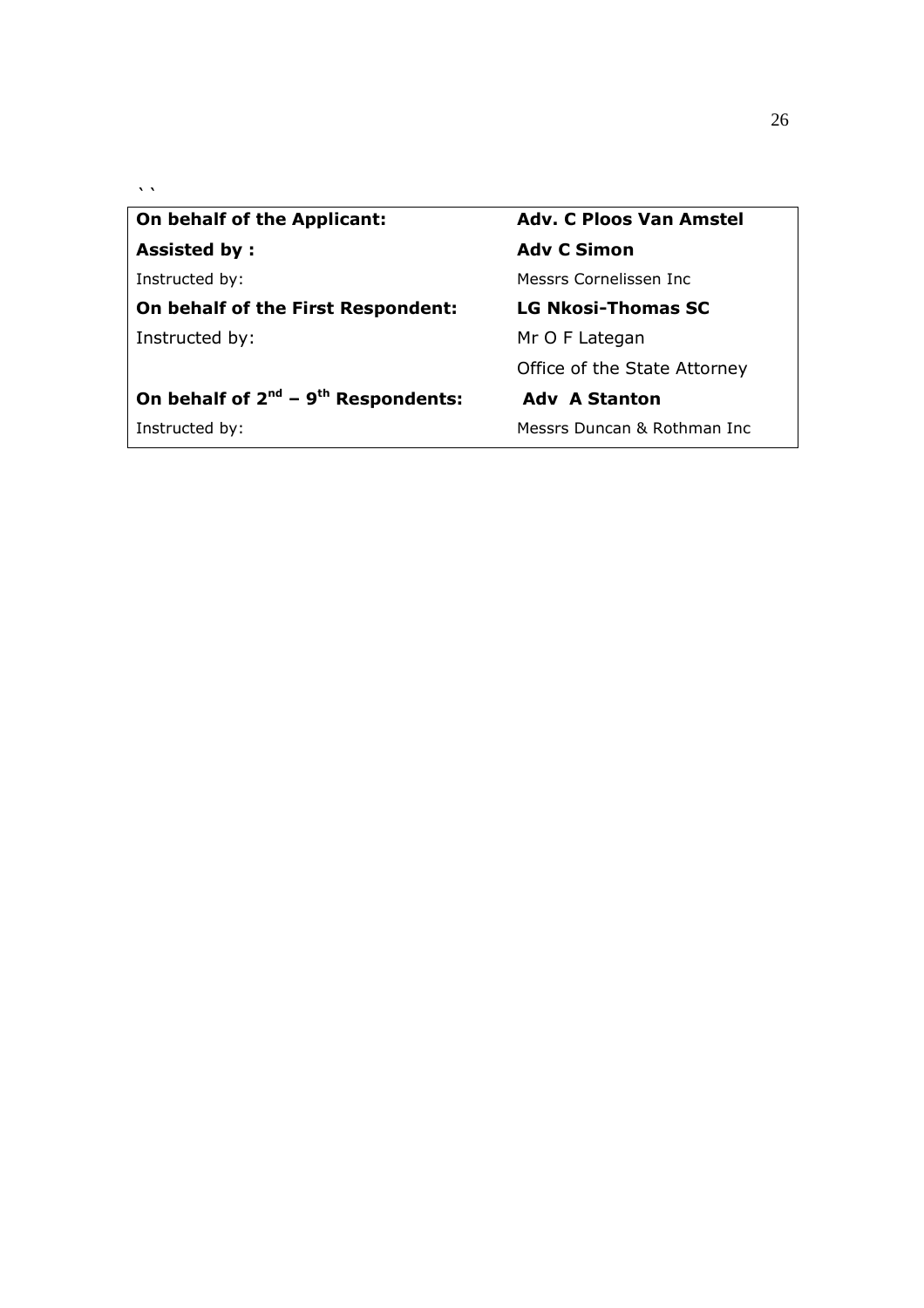| | |
|---|---|
| **On behalf of the Applicant:** | **Adv. C Ploos Van Amstel** |
| **Assisted by :** | **Adv C Simon** |
| Instructed by: | Messrs Cornelissen Inc |
| **On behalf of the First Respondent:** | **LG Nkosi-Thomas SC** |
| Instructed by: | Mr O F Lategan |
| | Office of the State Attorney |
| **On behalf of 2nd – 9th Respondents:** | **Adv A Stanton** |
| Instructed by: | Messrs Duncan & Rothman Inc |